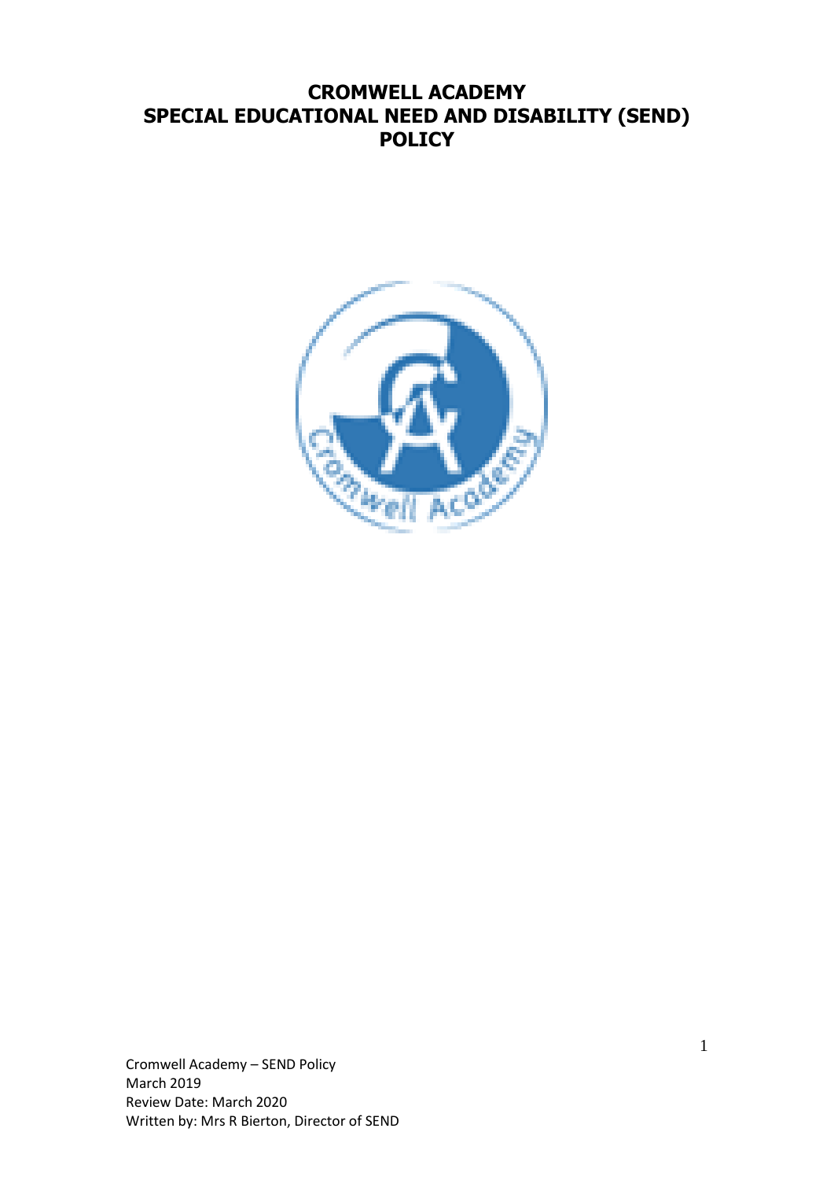# CROMWELL ACADEMY
# SPECIAL EDUCATIONAL NEED AND DISABILITY (SEND) POLICY

Cromwell Academy – SEND Policy
March 2019
Review Date: March 2020
Written by: Mrs R Bierton, Director of SEND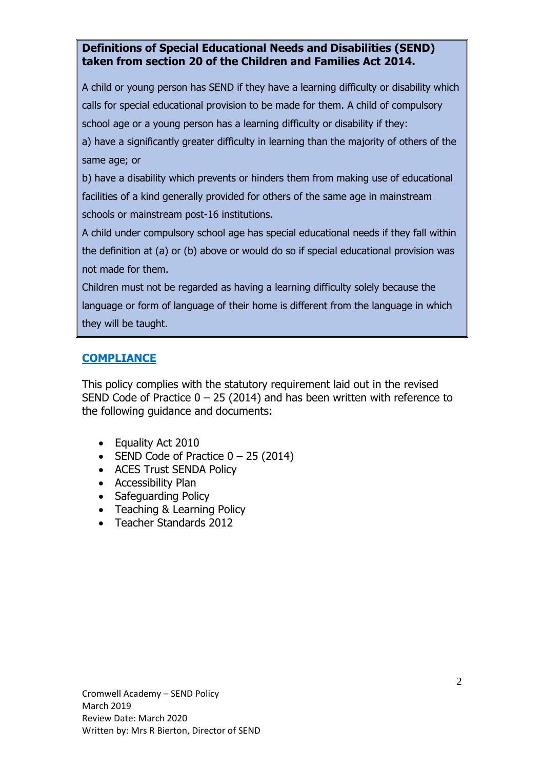**Definitions of Special Educational Needs and Disabilities (SEND) taken from section 20 of the Children and Families Act 2014.**

A child or young person has SEND if they have a learning difficulty or disability which calls for special educational provision to be made for them. A child of compulsory school age or a young person has a learning difficulty or disability if they:

a) have a significantly greater difficulty in learning than the majority of others of the same age; or

b) have a disability which prevents or hinders them from making use of educational facilities of a kind generally provided for others of the same age in mainstream schools or mainstream post-16 institutions.

A child under compulsory school age has special educational needs if they fall within the definition at (a) or (b) above or would do so if special educational provision was not made for them.

Children must not be regarded as having a learning difficulty solely because the language or form of language of their home is different from the language in which they will be taught.

## COMPLIANCE

This policy complies with the statutory requirement laid out in the revised SEND Code of Practice 0 – 25 (2014) and has been written with reference to the following guidance and documents:

- Equality Act 2010
- SEND Code of Practice 0 – 25 (2014)
- ACES Trust SENDA Policy
- Accessibility Plan
- Safeguarding Policy
- Teaching & Learning Policy
- Teacher Standards 2012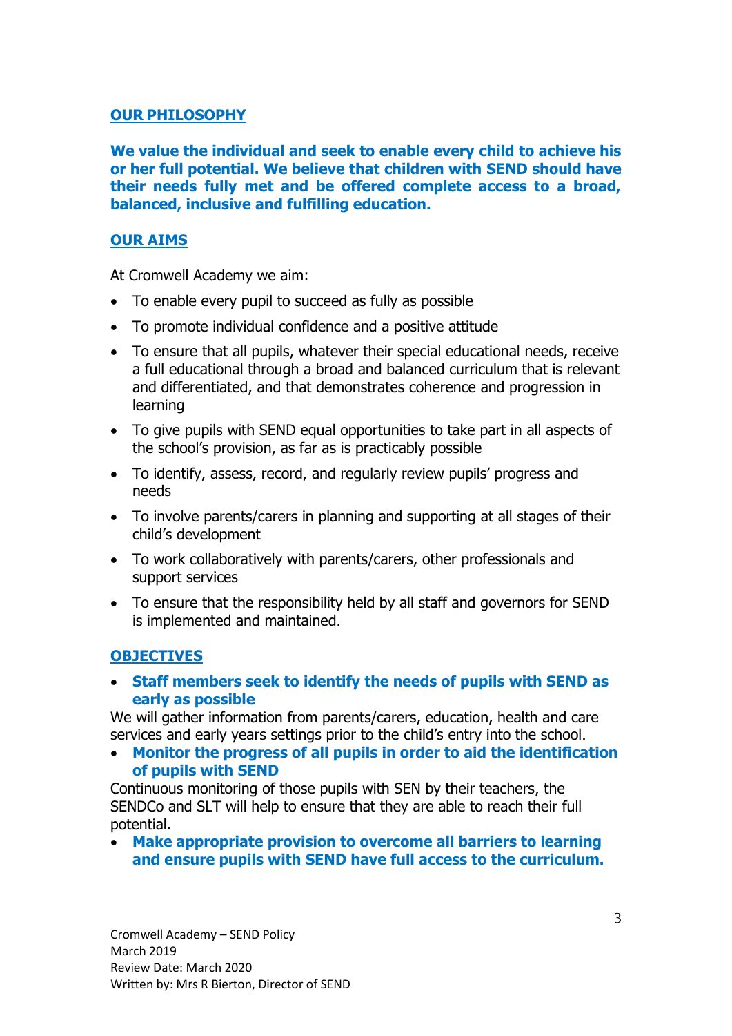## OUR PHILOSOPHY

**We value the individual and seek to enable every child to achieve his or her full potential. We believe that children with SEND should have their needs fully met and be offered complete access to a broad, balanced, inclusive and fulfilling education.**

## OUR AIMS

At Cromwell Academy we aim:

- To enable every pupil to succeed as fully as possible
- To promote individual confidence and a positive attitude
- To ensure that all pupils, whatever their special educational needs, receive a full educational through a broad and balanced curriculum that is relevant and differentiated, and that demonstrates coherence and progression in learning
- To give pupils with SEND equal opportunities to take part in all aspects of the school's provision, as far as is practicably possible
- To identify, assess, record, and regularly review pupils' progress and needs
- To involve parents/carers in planning and supporting at all stages of their child's development
- To work collaboratively with parents/carers, other professionals and support services
- To ensure that the responsibility held by all staff and governors for SEND is implemented and maintained.

## OBJECTIVES

- **Staff members seek to identify the needs of pupils with SEND as early as possible**

We will gather information from parents/carers, education, health and care services and early years settings prior to the child's entry into the school.

- **Monitor the progress of all pupils in order to aid the identification of pupils with SEND**

Continuous monitoring of those pupils with SEN by their teachers, the SENDCo and SLT will help to ensure that they are able to reach their full potential.

- **Make appropriate provision to overcome all barriers to learning and ensure pupils with SEND have full access to the curriculum.**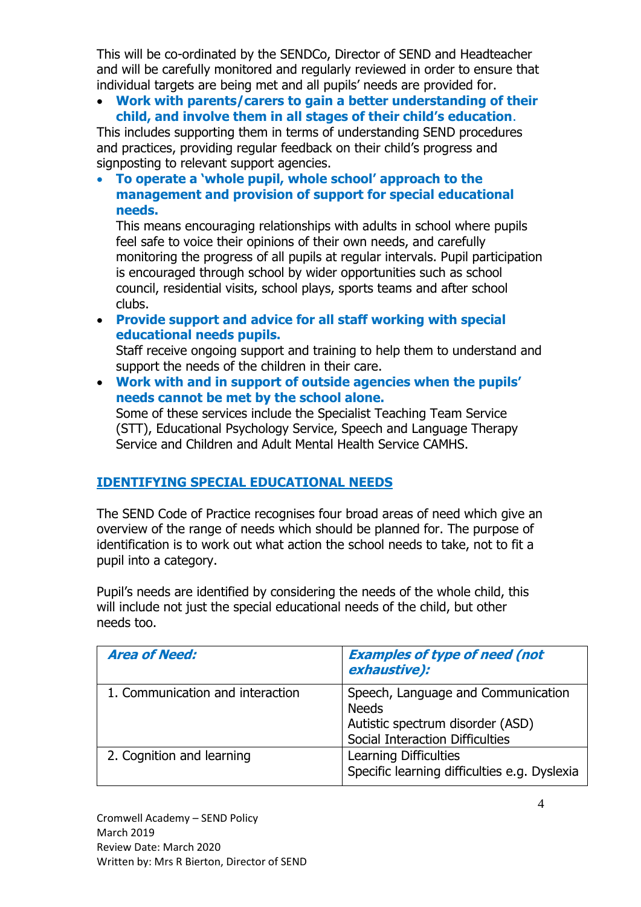This will be co-ordinated by the SENDCo, Director of SEND and Headteacher and will be carefully monitored and regularly reviewed in order to ensure that individual targets are being met and all pupils' needs are provided for.

- **Work with parents/carers to gain a better understanding of their child, and involve them in all stages of their child's education**.

This includes supporting them in terms of understanding SEND procedures and practices, providing regular feedback on their child's progress and signposting to relevant support agencies.

- **To operate a 'whole pupil, whole school' approach to the management and provision of support for special educational needs.**

  This means encouraging relationships with adults in school where pupils feel safe to voice their opinions of their own needs, and carefully monitoring the progress of all pupils at regular intervals. Pupil participation is encouraged through school by wider opportunities such as school council, residential visits, school plays, sports teams and after school clubs.

- **Provide support and advice for all staff working with special educational needs pupils.**

  Staff receive ongoing support and training to help them to understand and support the needs of the children in their care.

- **Work with and in support of outside agencies when the pupils' needs cannot be met by the school alone.**

  Some of these services include the Specialist Teaching Team Service (STT), Educational Psychology Service, Speech and Language Therapy Service and Children and Adult Mental Health Service CAMHS.

## IDENTIFYING SPECIAL EDUCATIONAL NEEDS

The SEND Code of Practice recognises four broad areas of need which give an overview of the range of needs which should be planned for. The purpose of identification is to work out what action the school needs to take, not to fit a pupil into a category.

Pupil's needs are identified by considering the needs of the whole child, this will include not just the special educational needs of the child, but other needs too.

| ***Area of Need:*** | ***Examples of type of need (not exhaustive):*** |
|---|---|
| 1. Communication and interaction | Speech, Language and Communication Needs<br>Autistic spectrum disorder (ASD)<br>Social Interaction Difficulties |
| 2. Cognition and learning | Learning Difficulties<br>Specific learning difficulties e.g. Dyslexia |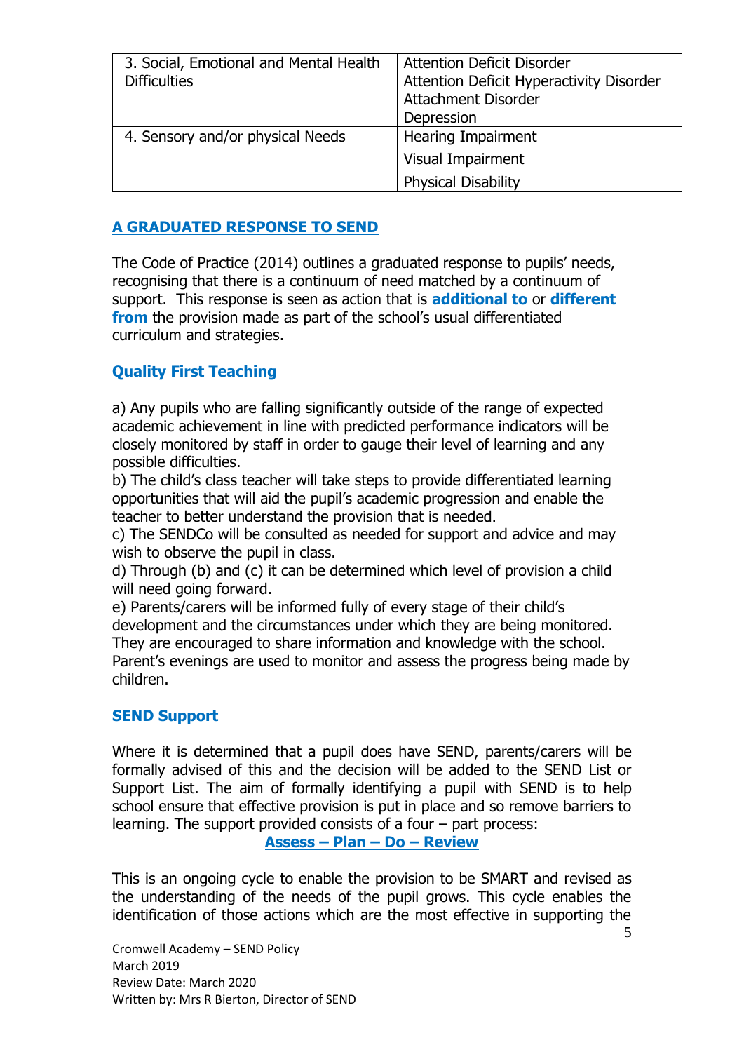| 3. Social, Emotional and Mental Health Difficulties | Attention Deficit Disorder<br>Attention Deficit Hyperactivity Disorder<br>Attachment Disorder<br>Depression |
| --- | --- |
| 4. Sensory and/or physical Needs | Hearing Impairment<br>Visual Impairment<br>Physical Disability |

## A GRADUATED RESPONSE TO SEND

The Code of Practice (2014) outlines a graduated response to pupils' needs, recognising that there is a continuum of need matched by a continuum of support. This response is seen as action that is **additional to** or **different from** the provision made as part of the school's usual differentiated curriculum and strategies.

### Quality First Teaching

a) Any pupils who are falling significantly outside of the range of expected academic achievement in line with predicted performance indicators will be closely monitored by staff in order to gauge their level of learning and any possible difficulties.
b) The child's class teacher will take steps to provide differentiated learning opportunities that will aid the pupil's academic progression and enable the teacher to better understand the provision that is needed.
c) The SENDCo will be consulted as needed for support and advice and may wish to observe the pupil in class.
d) Through (b) and (c) it can be determined which level of provision a child will need going forward.
e) Parents/carers will be informed fully of every stage of their child's development and the circumstances under which they are being monitored. They are encouraged to share information and knowledge with the school. Parent's evenings are used to monitor and assess the progress being made by children.

### SEND Support

Where it is determined that a pupil does have SEND, parents/carers will be formally advised of this and the decision will be added to the SEND List or Support List. The aim of formally identifying a pupil with SEND is to help school ensure that effective provision is put in place and so remove barriers to learning. The support provided consists of a four – part process:

**Assess – Plan – Do – Review**

This is an ongoing cycle to enable the provision to be SMART and revised as the understanding of the needs of the pupil grows. This cycle enables the identification of those actions which are the most effective in supporting the

Cromwell Academy – SEND Policy
March 2019
Review Date: March 2020
Written by: Mrs R Bierton, Director of SEND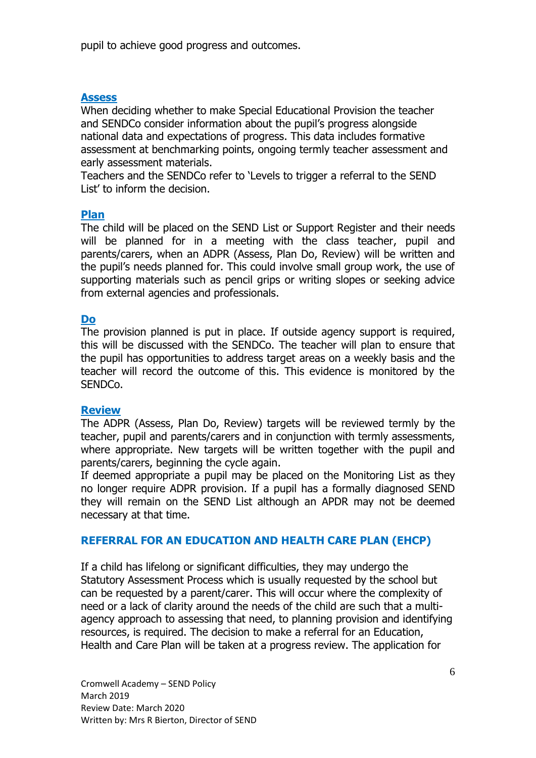pupil to achieve good progress and outcomes.

### Assess

When deciding whether to make Special Educational Provision the teacher and SENDCo consider information about the pupil's progress alongside national data and expectations of progress. This data includes formative assessment at benchmarking points, ongoing termly teacher assessment and early assessment materials.
Teachers and the SENDCo refer to 'Levels to trigger a referral to the SEND List' to inform the decision.

### Plan

The child will be placed on the SEND List or Support Register and their needs will be planned for in a meeting with the class teacher, pupil and parents/carers, when an ADPR (Assess, Plan Do, Review) will be written and the pupil's needs planned for. This could involve small group work, the use of supporting materials such as pencil grips or writing slopes or seeking advice from external agencies and professionals.

### Do

The provision planned is put in place. If outside agency support is required, this will be discussed with the SENDCo. The teacher will plan to ensure that the pupil has opportunities to address target areas on a weekly basis and the teacher will record the outcome of this. This evidence is monitored by the SENDCo.

### Review

The ADPR (Assess, Plan Do, Review) targets will be reviewed termly by the teacher, pupil and parents/carers and in conjunction with termly assessments, where appropriate. New targets will be written together with the pupil and parents/carers, beginning the cycle again.
If deemed appropriate a pupil may be placed on the Monitoring List as they no longer require ADPR provision. If a pupil has a formally diagnosed SEND they will remain on the SEND List although an APDR may not be deemed necessary at that time.

## REFERRAL FOR AN EDUCATION AND HEALTH CARE PLAN (EHCP)

If a child has lifelong or significant difficulties, they may undergo the Statutory Assessment Process which is usually requested by the school but can be requested by a parent/carer. This will occur where the complexity of need or a lack of clarity around the needs of the child are such that a multi-agency approach to assessing that need, to planning provision and identifying resources, is required. The decision to make a referral for an Education, Health and Care Plan will be taken at a progress review. The application for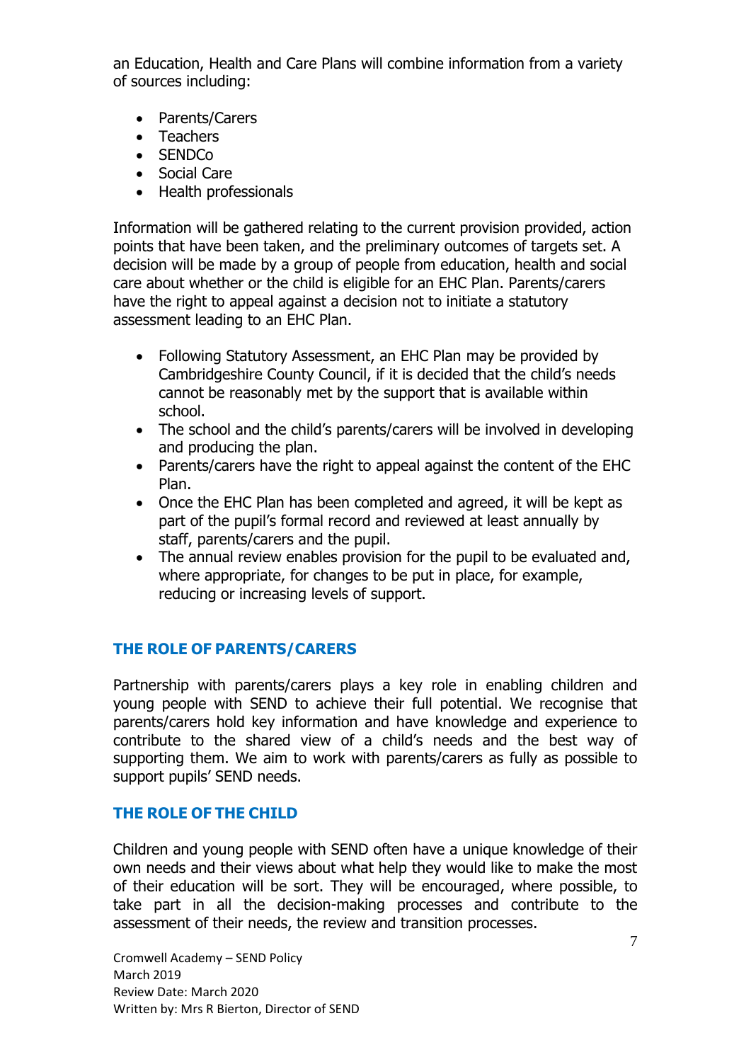an Education, Health and Care Plans will combine information from a variety of sources including:

- Parents/Carers
- Teachers
- SENDCo
- Social Care
- Health professionals

Information will be gathered relating to the current provision provided, action points that have been taken, and the preliminary outcomes of targets set. A decision will be made by a group of people from education, health and social care about whether or the child is eligible for an EHC Plan. Parents/carers have the right to appeal against a decision not to initiate a statutory assessment leading to an EHC Plan.

- Following Statutory Assessment, an EHC Plan may be provided by Cambridgeshire County Council, if it is decided that the child's needs cannot be reasonably met by the support that is available within school.
- The school and the child's parents/carers will be involved in developing and producing the plan.
- Parents/carers have the right to appeal against the content of the EHC Plan.
- Once the EHC Plan has been completed and agreed, it will be kept as part of the pupil's formal record and reviewed at least annually by staff, parents/carers and the pupil.
- The annual review enables provision for the pupil to be evaluated and, where appropriate, for changes to be put in place, for example, reducing or increasing levels of support.

## THE ROLE OF PARENTS/CARERS

Partnership with parents/carers plays a key role in enabling children and young people with SEND to achieve their full potential. We recognise that parents/carers hold key information and have knowledge and experience to contribute to the shared view of a child's needs and the best way of supporting them. We aim to work with parents/carers as fully as possible to support pupils' SEND needs.

## THE ROLE OF THE CHILD

Children and young people with SEND often have a unique knowledge of their own needs and their views about what help they would like to make the most of their education will be sort. They will be encouraged, where possible, to take part in all the decision-making processes and contribute to the assessment of their needs, the review and transition processes.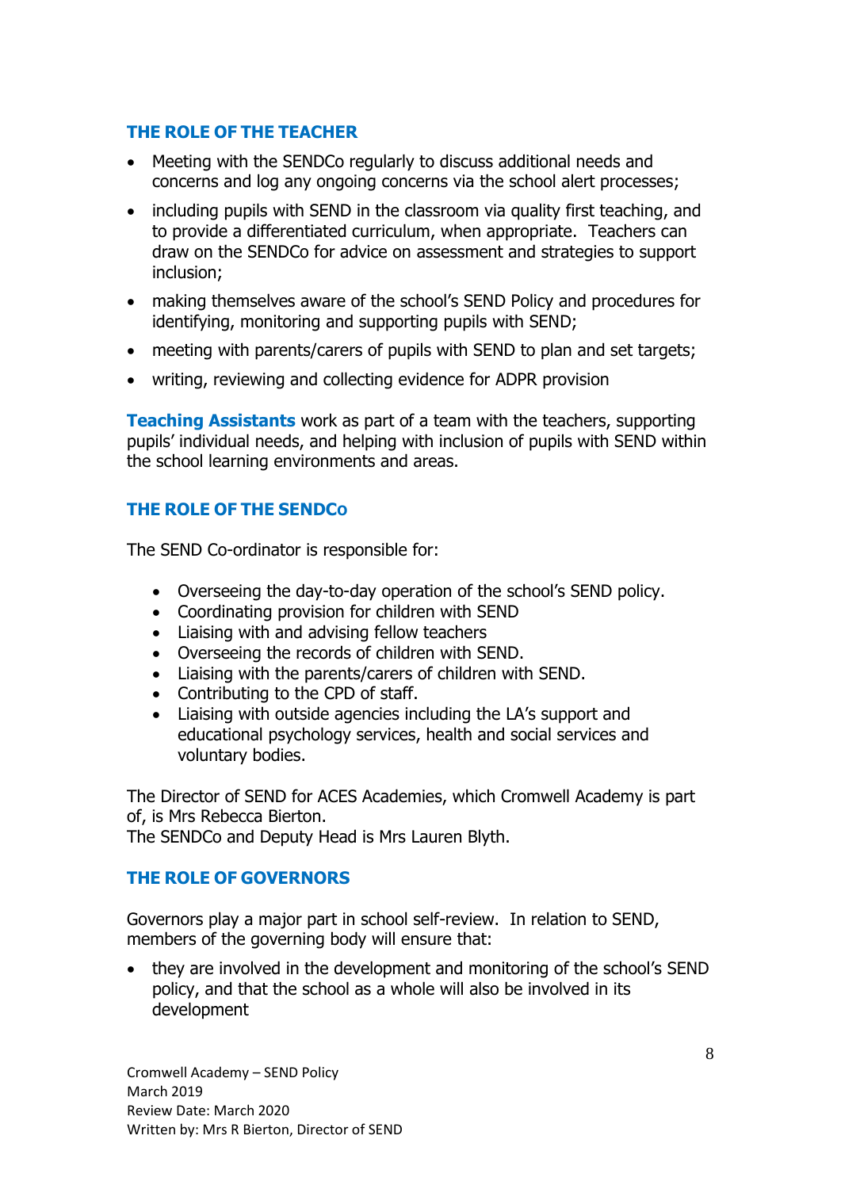## THE ROLE OF THE TEACHER

- Meeting with the SENDCo regularly to discuss additional needs and concerns and log any ongoing concerns via the school alert processes;
- including pupils with SEND in the classroom via quality first teaching, and to provide a differentiated curriculum, when appropriate. Teachers can draw on the SENDCo for advice on assessment and strategies to support inclusion;
- making themselves aware of the school's SEND Policy and procedures for identifying, monitoring and supporting pupils with SEND;
- meeting with parents/carers of pupils with SEND to plan and set targets;
- writing, reviewing and collecting evidence for ADPR provision

**Teaching Assistants** work as part of a team with the teachers, supporting pupils' individual needs, and helping with inclusion of pupils with SEND within the school learning environments and areas.

## THE ROLE OF THE SENDCo

The SEND Co-ordinator is responsible for:

- Overseeing the day-to-day operation of the school's SEND policy.
- Coordinating provision for children with SEND
- Liaising with and advising fellow teachers
- Overseeing the records of children with SEND.
- Liaising with the parents/carers of children with SEND.
- Contributing to the CPD of staff.
- Liaising with outside agencies including the LA's support and educational psychology services, health and social services and voluntary bodies.

The Director of SEND for ACES Academies, which Cromwell Academy is part of, is Mrs Rebecca Bierton.
The SENDCo and Deputy Head is Mrs Lauren Blyth.

## THE ROLE OF GOVERNORS

Governors play a major part in school self-review. In relation to SEND, members of the governing body will ensure that:

- they are involved in the development and monitoring of the school's SEND policy, and that the school as a whole will also be involved in its development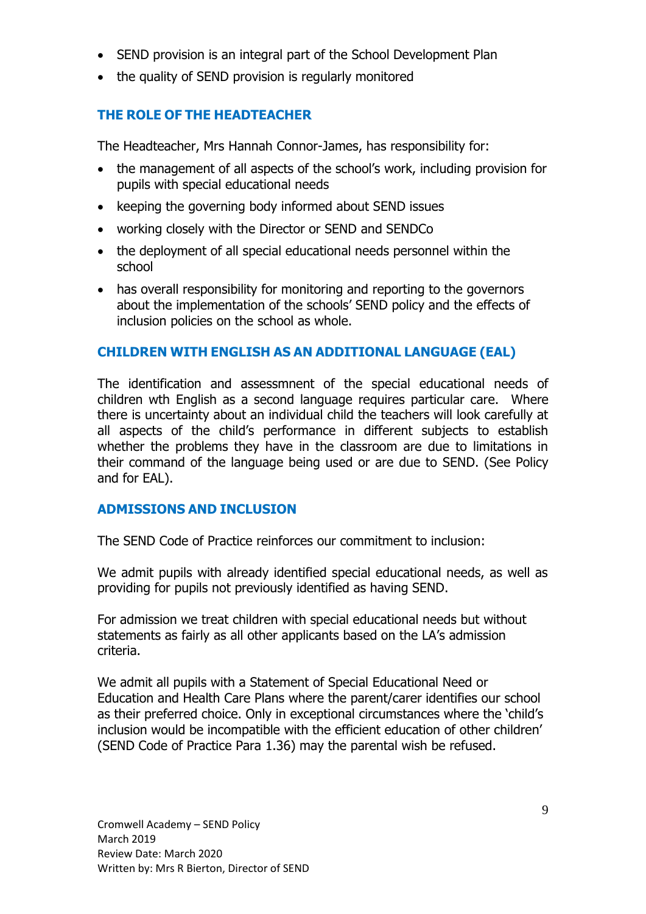- SEND provision is an integral part of the School Development Plan
- the quality of SEND provision is regularly monitored

## THE ROLE OF THE HEADTEACHER

The Headteacher, Mrs Hannah Connor-James, has responsibility for:

- the management of all aspects of the school's work, including provision for pupils with special educational needs
- keeping the governing body informed about SEND issues
- working closely with the Director or SEND and SENDCo
- the deployment of all special educational needs personnel within the school
- has overall responsibility for monitoring and reporting to the governors about the implementation of the schools' SEND policy and the effects of inclusion policies on the school as whole.

## CHILDREN WITH ENGLISH AS AN ADDITIONAL LANGUAGE (EAL)

The identification and assessmnent of the special educational needs of children wth English as a second language requires particular care. Where there is uncertainty about an individual child the teachers will look carefully at all aspects of the child's performance in different subjects to establish whether the problems they have in the classroom are due to limitations in their command of the language being used or are due to SEND. (See Policy and for EAL).

## ADMISSIONS AND INCLUSION

The SEND Code of Practice reinforces our commitment to inclusion:

We admit pupils with already identified special educational needs, as well as providing for pupils not previously identified as having SEND.

For admission we treat children with special educational needs but without statements as fairly as all other applicants based on the LA's admission criteria.

We admit all pupils with a Statement of Special Educational Need or Education and Health Care Plans where the parent/carer identifies our school as their preferred choice. Only in exceptional circumstances where the 'child's inclusion would be incompatible with the efficient education of other children' (SEND Code of Practice Para 1.36) may the parental wish be refused.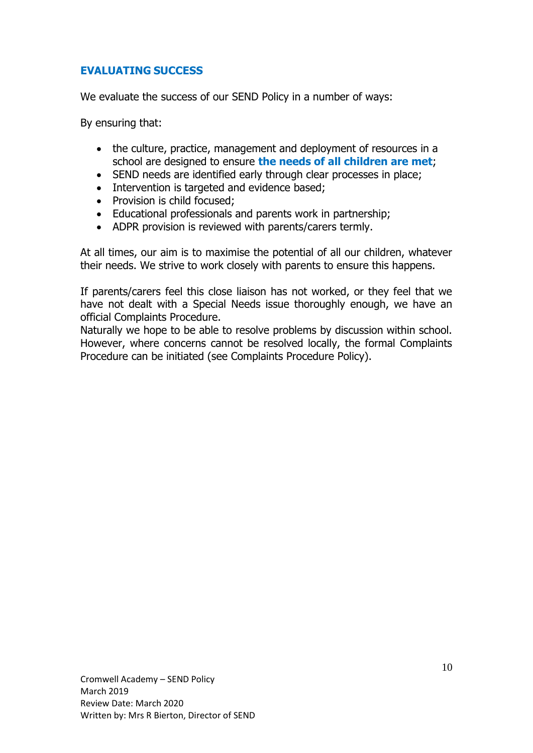## EVALUATING SUCCESS

We evaluate the success of our SEND Policy in a number of ways:

By ensuring that:

- the culture, practice, management and deployment of resources in a school are designed to ensure **the needs of all children are met**;
- SEND needs are identified early through clear processes in place;
- Intervention is targeted and evidence based;
- Provision is child focused;
- Educational professionals and parents work in partnership;
- ADPR provision is reviewed with parents/carers termly.

At all times, our aim is to maximise the potential of all our children, whatever their needs. We strive to work closely with parents to ensure this happens.

If parents/carers feel this close liaison has not worked, or they feel that we have not dealt with a Special Needs issue thoroughly enough, we have an official Complaints Procedure.

Naturally we hope to be able to resolve problems by discussion within school. However, where concerns cannot be resolved locally, the formal Complaints Procedure can be initiated (see Complaints Procedure Policy).

Cromwell Academy – SEND Policy
March 2019
Review Date: March 2020
Written by: Mrs R Bierton, Director of SEND